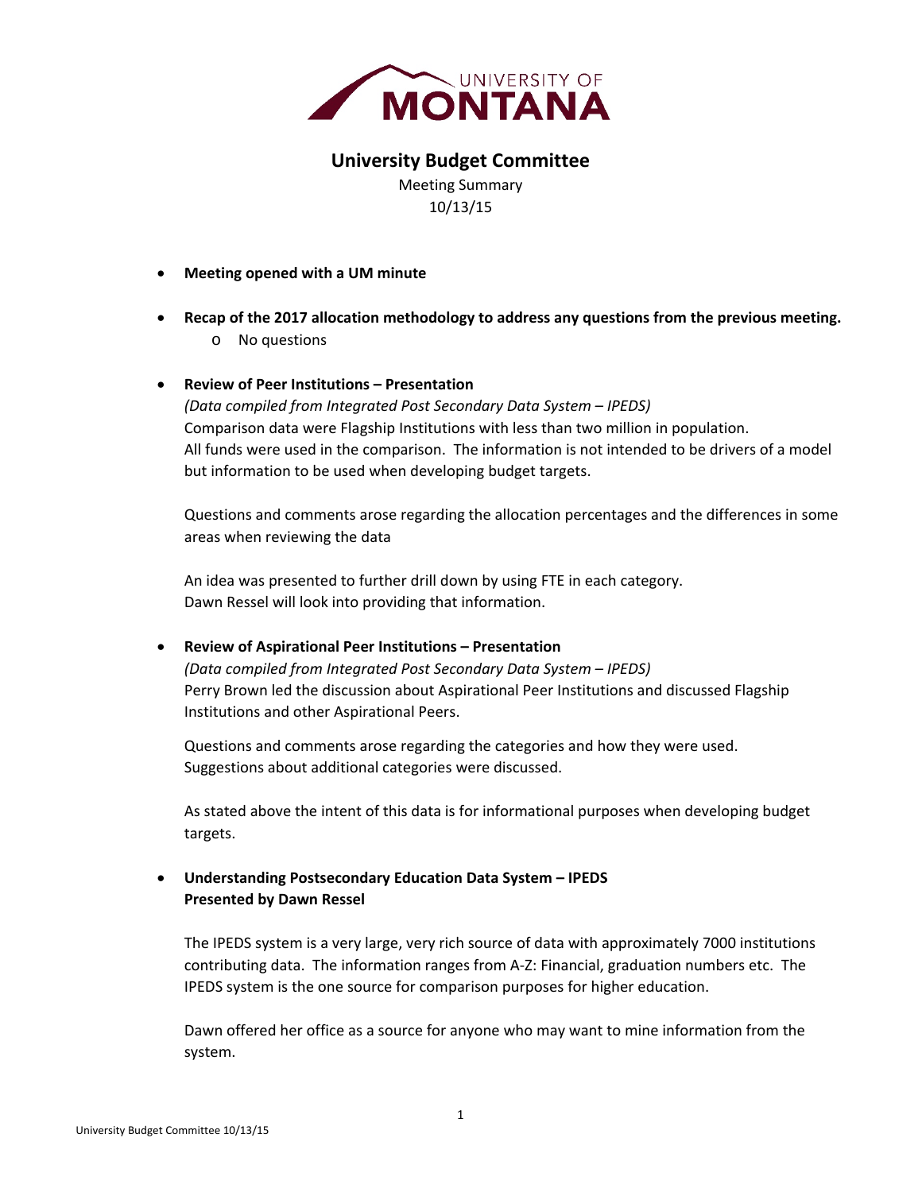# University Budget Committee

Meeting Summary
10/13/15

- **Meeting opened with a UM minute**

- **Recap of the 2017 allocation methodology to address any questions from the previous meeting.**
  - No questions

- **Review of Peer Institutions – Presentation**
  *(Data compiled from Integrated Post Secondary Data System – IPEDS)*
  Comparison data were Flagship Institutions with less than two million in population.
  All funds were used in the comparison. The information is not intended to be drivers of a model but information to be used when developing budget targets.

  Questions and comments arose regarding the allocation percentages and the differences in some areas when reviewing the data

  An idea was presented to further drill down by using FTE in each category.
  Dawn Ressel will look into providing that information.

- **Review of Aspirational Peer Institutions – Presentation**
  *(Data compiled from Integrated Post Secondary Data System – IPEDS)*
  Perry Brown led the discussion about Aspirational Peer Institutions and discussed Flagship Institutions and other Aspirational Peers.

  Questions and comments arose regarding the categories and how they were used.
  Suggestions about additional categories were discussed.

  As stated above the intent of this data is for informational purposes when developing budget targets.

- **Understanding Postsecondary Education Data System – IPEDS**
  **Presented by Dawn Ressel**

  The IPEDS system is a very large, very rich source of data with approximately 7000 institutions contributing data. The information ranges from A-Z: Financial, graduation numbers etc. The IPEDS system is the one source for comparison purposes for higher education.

  Dawn offered her office as a source for anyone who may want to mine information from the system.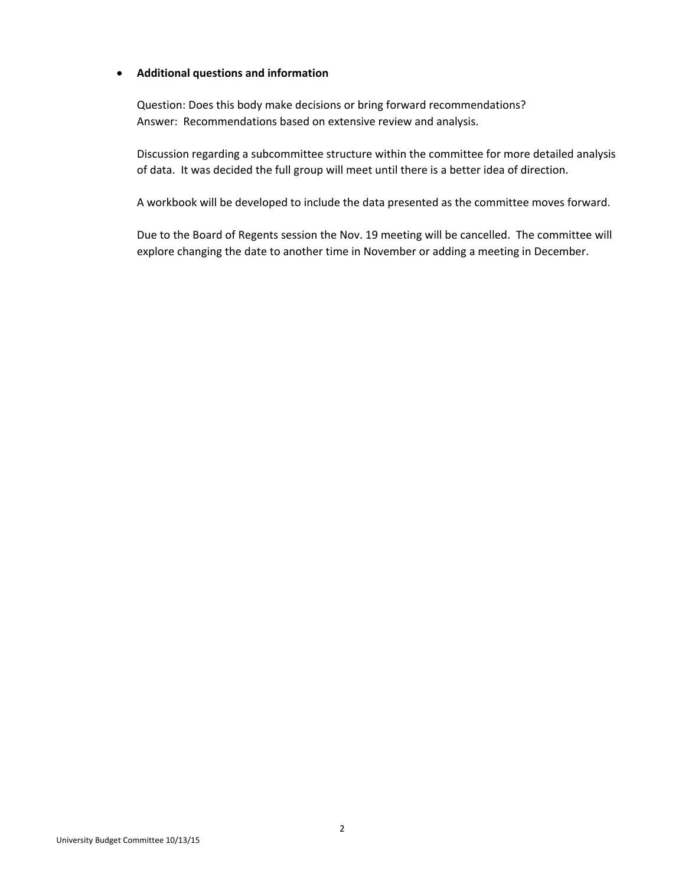- **Additional questions and information**

  Question: Does this body make decisions or bring forward recommendations?
  Answer: Recommendations based on extensive review and analysis.

  Discussion regarding a subcommittee structure within the committee for more detailed analysis of data. It was decided the full group will meet until there is a better idea of direction.

  A workbook will be developed to include the data presented as the committee moves forward.

  Due to the Board of Regents session the Nov. 19 meeting will be cancelled. The committee will explore changing the date to another time in November or adding a meeting in December.